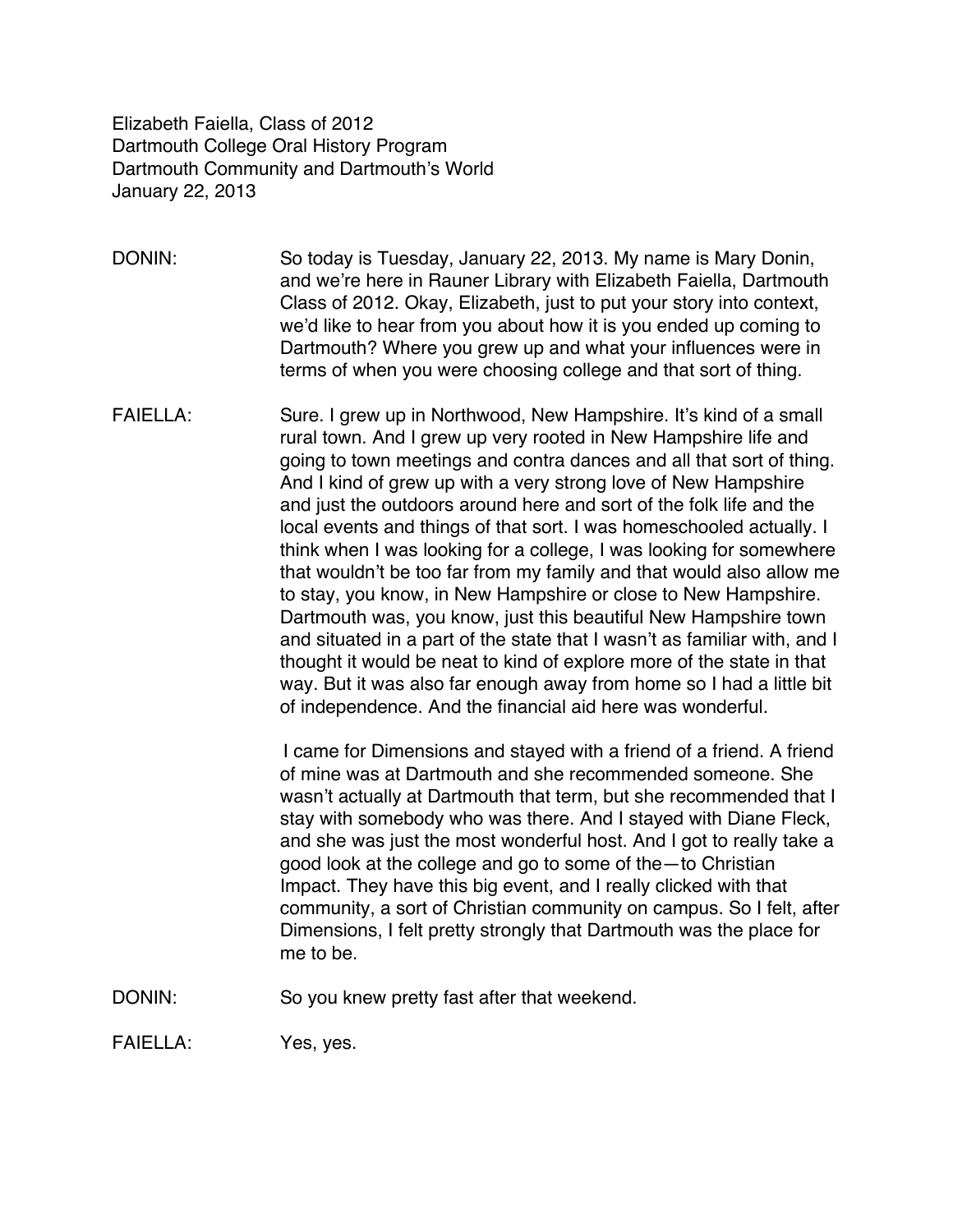Elizabeth Faiella, Class of 2012
Dartmouth College Oral History Program
Dartmouth Community and Dartmouth's World
January 22, 2013

DONIN: So today is Tuesday, January 22, 2013. My name is Mary Donin, and we're here in Rauner Library with Elizabeth Faiella, Dartmouth Class of 2012. Okay, Elizabeth, just to put your story into context, we'd like to hear from you about how it is you ended up coming to Dartmouth? Where you grew up and what your influences were in terms of when you were choosing college and that sort of thing.

FAIELLA: Sure. I grew up in Northwood, New Hampshire. It's kind of a small rural town. And I grew up very rooted in New Hampshire life and going to town meetings and contra dances and all that sort of thing. And I kind of grew up with a very strong love of New Hampshire and just the outdoors around here and sort of the folk life and the local events and things of that sort. I was homeschooled actually. I think when I was looking for a college, I was looking for somewhere that wouldn't be too far from my family and that would also allow me to stay, you know, in New Hampshire or close to New Hampshire. Dartmouth was, you know, just this beautiful New Hampshire town and situated in a part of the state that I wasn't as familiar with, and I thought it would be neat to kind of explore more of the state in that way. But it was also far enough away from home so I had a little bit of independence. And the financial aid here was wonderful.

I came for Dimensions and stayed with a friend of a friend. A friend of mine was at Dartmouth and she recommended someone. She wasn't actually at Dartmouth that term, but she recommended that I stay with somebody who was there. And I stayed with Diane Fleck, and she was just the most wonderful host. And I got to really take a good look at the college and go to some of the—to Christian Impact. They have this big event, and I really clicked with that community, a sort of Christian community on campus. So I felt, after Dimensions, I felt pretty strongly that Dartmouth was the place for me to be.

DONIN: So you knew pretty fast after that weekend.

FAIELLA: Yes, yes.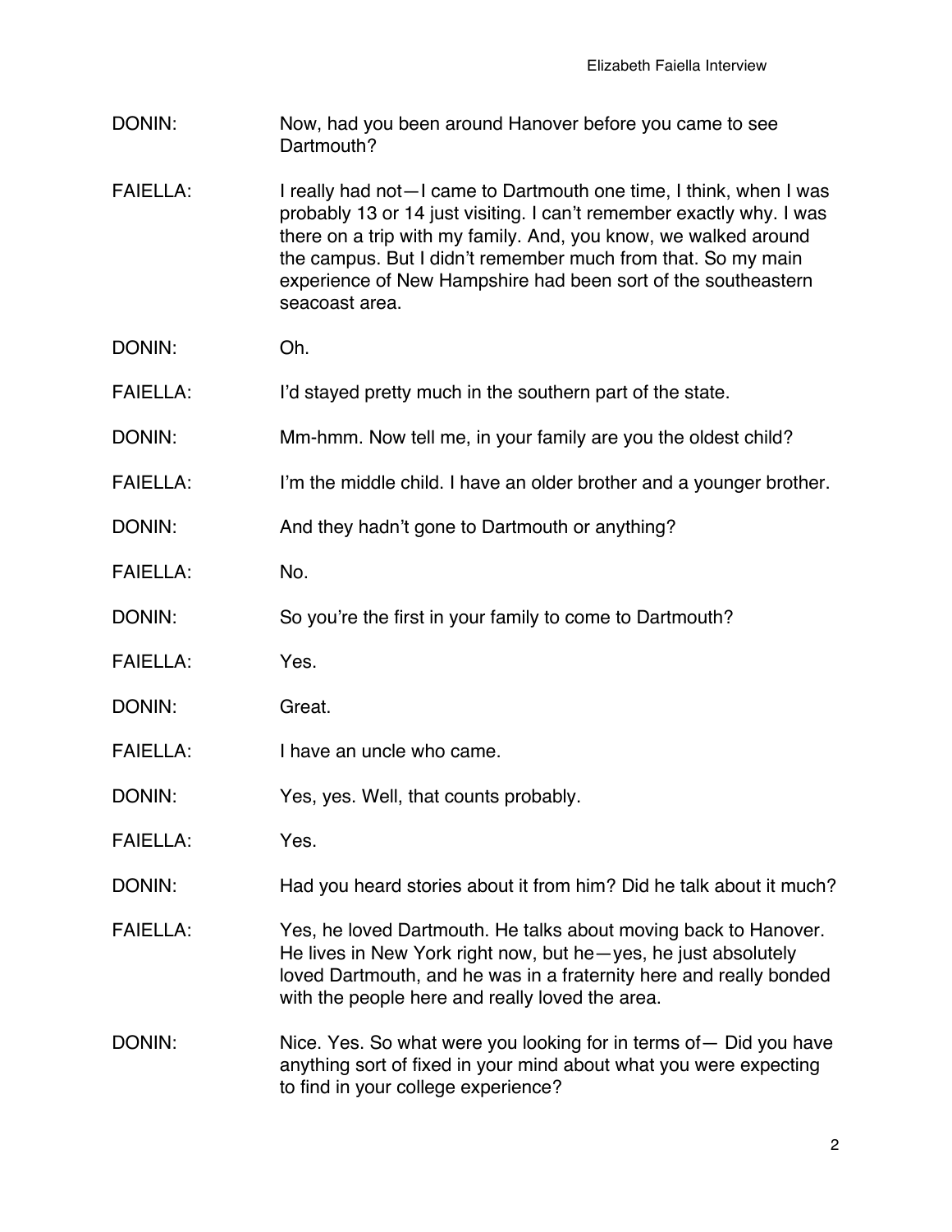DONIN: Now, had you been around Hanover before you came to see Dartmouth?

FAIELLA: I really had not—I came to Dartmouth one time, I think, when I was probably 13 or 14 just visiting. I can't remember exactly why. I was there on a trip with my family. And, you know, we walked around the campus. But I didn't remember much from that. So my main experience of New Hampshire had been sort of the southeastern seacoast area.

DONIN: Oh.

FAIELLA: I'd stayed pretty much in the southern part of the state.

DONIN: Mm-hmm. Now tell me, in your family are you the oldest child?

FAIELLA: I'm the middle child. I have an older brother and a younger brother.

DONIN: And they hadn't gone to Dartmouth or anything?

FAIELLA: No.

DONIN: So you're the first in your family to come to Dartmouth?

FAIELLA: Yes.

DONIN: Great.

FAIELLA: I have an uncle who came.

DONIN: Yes, yes. Well, that counts probably.

FAIELLA: Yes.

DONIN: Had you heard stories about it from him? Did he talk about it much?

FAIELLA: Yes, he loved Dartmouth. He talks about moving back to Hanover. He lives in New York right now, but he—yes, he just absolutely loved Dartmouth, and he was in a fraternity here and really bonded with the people here and really loved the area.

DONIN: Nice. Yes. So what were you looking for in terms of— Did you have anything sort of fixed in your mind about what you were expecting to find in your college experience?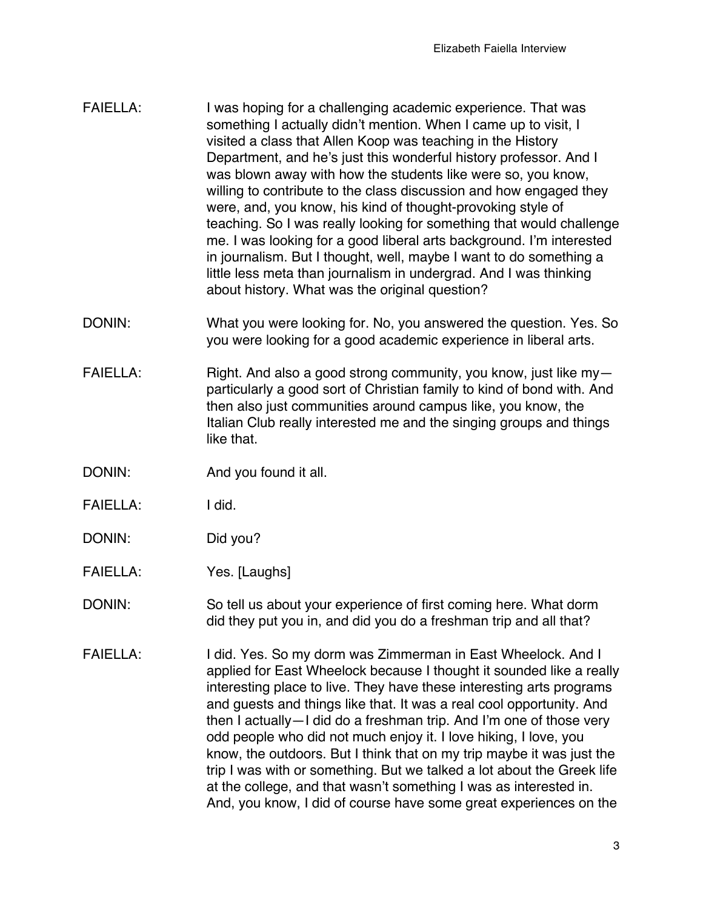FAIELLA: I was hoping for a challenging academic experience. That was something I actually didn't mention. When I came up to visit, I visited a class that Allen Koop was teaching in the History Department, and he's just this wonderful history professor. And I was blown away with how the students like were so, you know, willing to contribute to the class discussion and how engaged they were, and, you know, his kind of thought-provoking style of teaching. So I was really looking for something that would challenge me. I was looking for a good liberal arts background. I'm interested in journalism. But I thought, well, maybe I want to do something a little less meta than journalism in undergrad. And I was thinking about history. What was the original question?

DONIN: What you were looking for. No, you answered the question. Yes. So you were looking for a good academic experience in liberal arts.

FAIELLA: Right. And also a good strong community, you know, just like my—particularly a good sort of Christian family to kind of bond with. And then also just communities around campus like, you know, the Italian Club really interested me and the singing groups and things like that.

DONIN: And you found it all.

FAIELLA: I did.

DONIN: Did you?

FAIELLA: Yes. [Laughs]

DONIN: So tell us about your experience of first coming here. What dorm did they put you in, and did you do a freshman trip and all that?

FAIELLA: I did. Yes. So my dorm was Zimmerman in East Wheelock. And I applied for East Wheelock because I thought it sounded like a really interesting place to live. They have these interesting arts programs and guests and things like that. It was a real cool opportunity. And then I actually—I did do a freshman trip. And I'm one of those very odd people who did not much enjoy it. I love hiking, I love, you know, the outdoors. But I think that on my trip maybe it was just the trip I was with or something. But we talked a lot about the Greek life at the college, and that wasn't something I was as interested in. And, you know, I did of course have some great experiences on the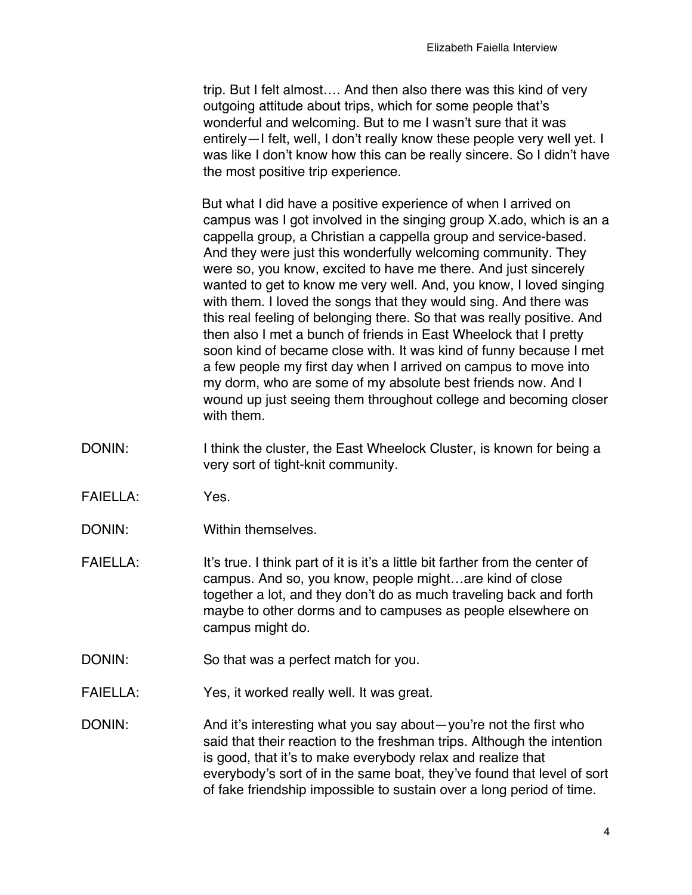trip. But I felt almost…. And then also there was this kind of very outgoing attitude about trips, which for some people that's wonderful and welcoming. But to me I wasn't sure that it was entirely—I felt, well, I don't really know these people very well yet. I was like I don't know how this can be really sincere. So I didn't have the most positive trip experience.

But what I did have a positive experience of when I arrived on campus was I got involved in the singing group X.ado, which is an a cappella group, a Christian a cappella group and service-based. And they were just this wonderfully welcoming community. They were so, you know, excited to have me there. And just sincerely wanted to get to know me very well. And, you know, I loved singing with them. I loved the songs that they would sing. And there was this real feeling of belonging there. So that was really positive. And then also I met a bunch of friends in East Wheelock that I pretty soon kind of became close with. It was kind of funny because I met a few people my first day when I arrived on campus to move into my dorm, who are some of my absolute best friends now. And I wound up just seeing them throughout college and becoming closer with them.

DONIN: I think the cluster, the East Wheelock Cluster, is known for being a very sort of tight-knit community.

FAIELLA: Yes.

DONIN: Within themselves.

FAIELLA: It's true. I think part of it is it's a little bit farther from the center of campus. And so, you know, people might…are kind of close together a lot, and they don't do as much traveling back and forth maybe to other dorms and to campuses as people elsewhere on campus might do.

DONIN: So that was a perfect match for you.

FAIELLA: Yes, it worked really well. It was great.

DONIN: And it's interesting what you say about—you're not the first who said that their reaction to the freshman trips. Although the intention is good, that it's to make everybody relax and realize that everybody's sort of in the same boat, they've found that level of sort of fake friendship impossible to sustain over a long period of time.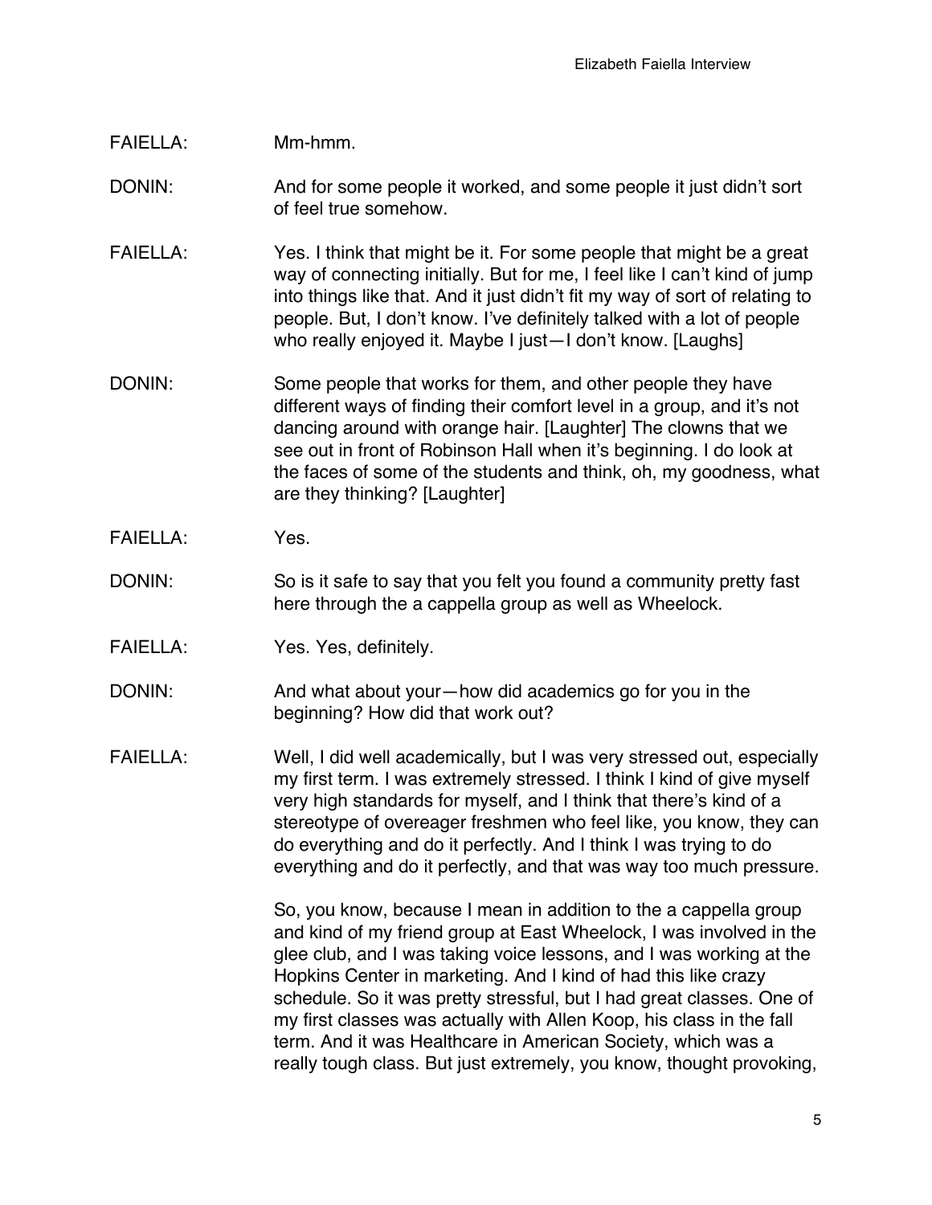FAIELLA: Mm-hmm.

DONIN: And for some people it worked, and some people it just didn't sort of feel true somehow.

FAIELLA: Yes. I think that might be it. For some people that might be a great way of connecting initially. But for me, I feel like I can't kind of jump into things like that. And it just didn't fit my way of sort of relating to people. But, I don't know. I've definitely talked with a lot of people who really enjoyed it. Maybe I just—I don't know. [Laughs]

DONIN: Some people that works for them, and other people they have different ways of finding their comfort level in a group, and it's not dancing around with orange hair. [Laughter] The clowns that we see out in front of Robinson Hall when it's beginning. I do look at the faces of some of the students and think, oh, my goodness, what are they thinking? [Laughter]

FAIELLA: Yes.

DONIN: So is it safe to say that you felt you found a community pretty fast here through the a cappella group as well as Wheelock.

FAIELLA: Yes. Yes, definitely.

DONIN: And what about your—how did academics go for you in the beginning? How did that work out?

FAIELLA: Well, I did well academically, but I was very stressed out, especially my first term. I was extremely stressed. I think I kind of give myself very high standards for myself, and I think that there's kind of a stereotype of overeager freshmen who feel like, you know, they can do everything and do it perfectly. And I think I was trying to do everything and do it perfectly, and that was way too much pressure.

So, you know, because I mean in addition to the a cappella group and kind of my friend group at East Wheelock, I was involved in the glee club, and I was taking voice lessons, and I was working at the Hopkins Center in marketing. And I kind of had this like crazy schedule. So it was pretty stressful, but I had great classes. One of my first classes was actually with Allen Koop, his class in the fall term. And it was Healthcare in American Society, which was a really tough class. But just extremely, you know, thought provoking,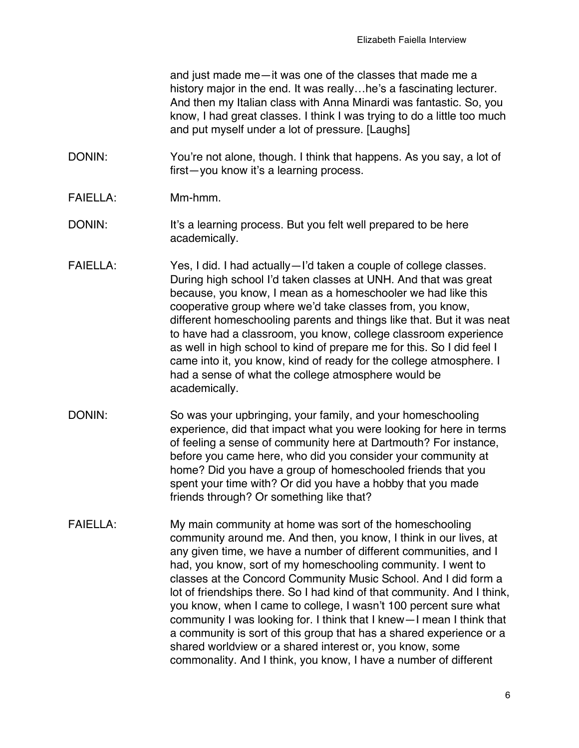and just made me—it was one of the classes that made me a history major in the end. It was really…he's a fascinating lecturer. And then my Italian class with Anna Minardi was fantastic. So, you know, I had great classes. I think I was trying to do a little too much and put myself under a lot of pressure. [Laughs]

DONIN: You're not alone, though. I think that happens. As you say, a lot of first—you know it's a learning process.

FAIELLA: Mm-hmm.

DONIN: It's a learning process. But you felt well prepared to be here academically.

FAIELLA: Yes, I did. I had actually—I'd taken a couple of college classes. During high school I'd taken classes at UNH. And that was great because, you know, I mean as a homeschooler we had like this cooperative group where we'd take classes from, you know, different homeschooling parents and things like that. But it was neat to have had a classroom, you know, college classroom experience as well in high school to kind of prepare me for this. So I did feel I came into it, you know, kind of ready for the college atmosphere. I had a sense of what the college atmosphere would be academically.

DONIN: So was your upbringing, your family, and your homeschooling experience, did that impact what you were looking for here in terms of feeling a sense of community here at Dartmouth? For instance, before you came here, who did you consider your community at home? Did you have a group of homeschooled friends that you spent your time with? Or did you have a hobby that you made friends through? Or something like that?

FAIELLA: My main community at home was sort of the homeschooling community around me. And then, you know, I think in our lives, at any given time, we have a number of different communities, and I had, you know, sort of my homeschooling community. I went to classes at the Concord Community Music School. And I did form a lot of friendships there. So I had kind of that community. And I think, you know, when I came to college, I wasn't 100 percent sure what community I was looking for. I think that I knew—I mean I think that a community is sort of this group that has a shared experience or a shared worldview or a shared interest or, you know, some commonality. And I think, you know, I have a number of different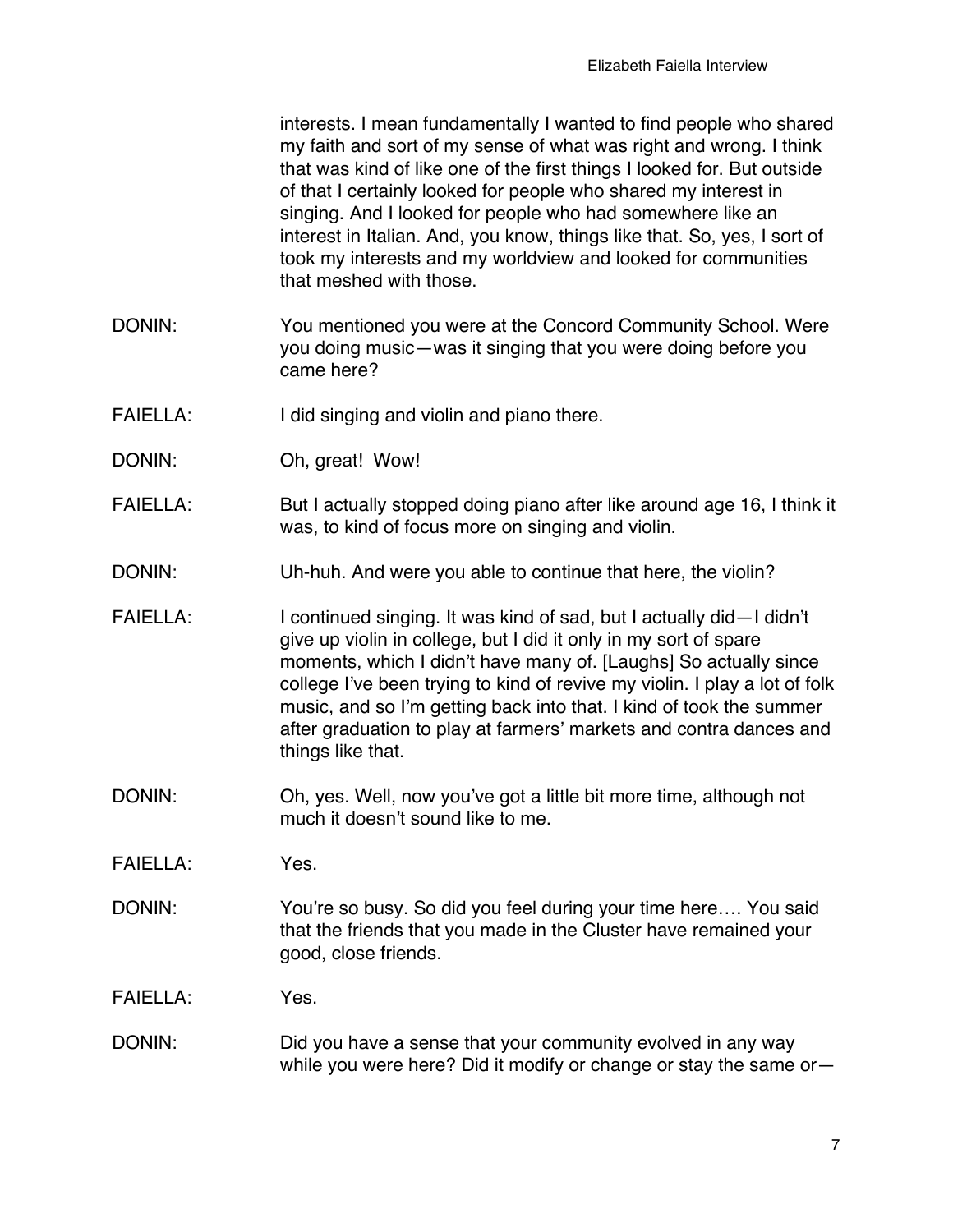interests. I mean fundamentally I wanted to find people who shared my faith and sort of my sense of what was right and wrong. I think that was kind of like one of the first things I looked for. But outside of that I certainly looked for people who shared my interest in singing. And I looked for people who had somewhere like an interest in Italian. And, you know, things like that. So, yes, I sort of took my interests and my worldview and looked for communities that meshed with those.

DONIN: You mentioned you were at the Concord Community School. Were you doing music—was it singing that you were doing before you came here?

FAIELLA: I did singing and violin and piano there.

DONIN: Oh, great! Wow!

FAIELLA: But I actually stopped doing piano after like around age 16, I think it was, to kind of focus more on singing and violin.

DONIN: Uh-huh. And were you able to continue that here, the violin?

FAIELLA: I continued singing. It was kind of sad, but I actually did—I didn't give up violin in college, but I did it only in my sort of spare moments, which I didn't have many of. [Laughs] So actually since college I've been trying to kind of revive my violin. I play a lot of folk music, and so I'm getting back into that. I kind of took the summer after graduation to play at farmers' markets and contra dances and things like that.

DONIN: Oh, yes. Well, now you've got a little bit more time, although not much it doesn't sound like to me.

FAIELLA: Yes.

DONIN: You're so busy. So did you feel during your time here…. You said that the friends that you made in the Cluster have remained your good, close friends.

FAIELLA: Yes.

DONIN: Did you have a sense that your community evolved in any way while you were here? Did it modify or change or stay the same or—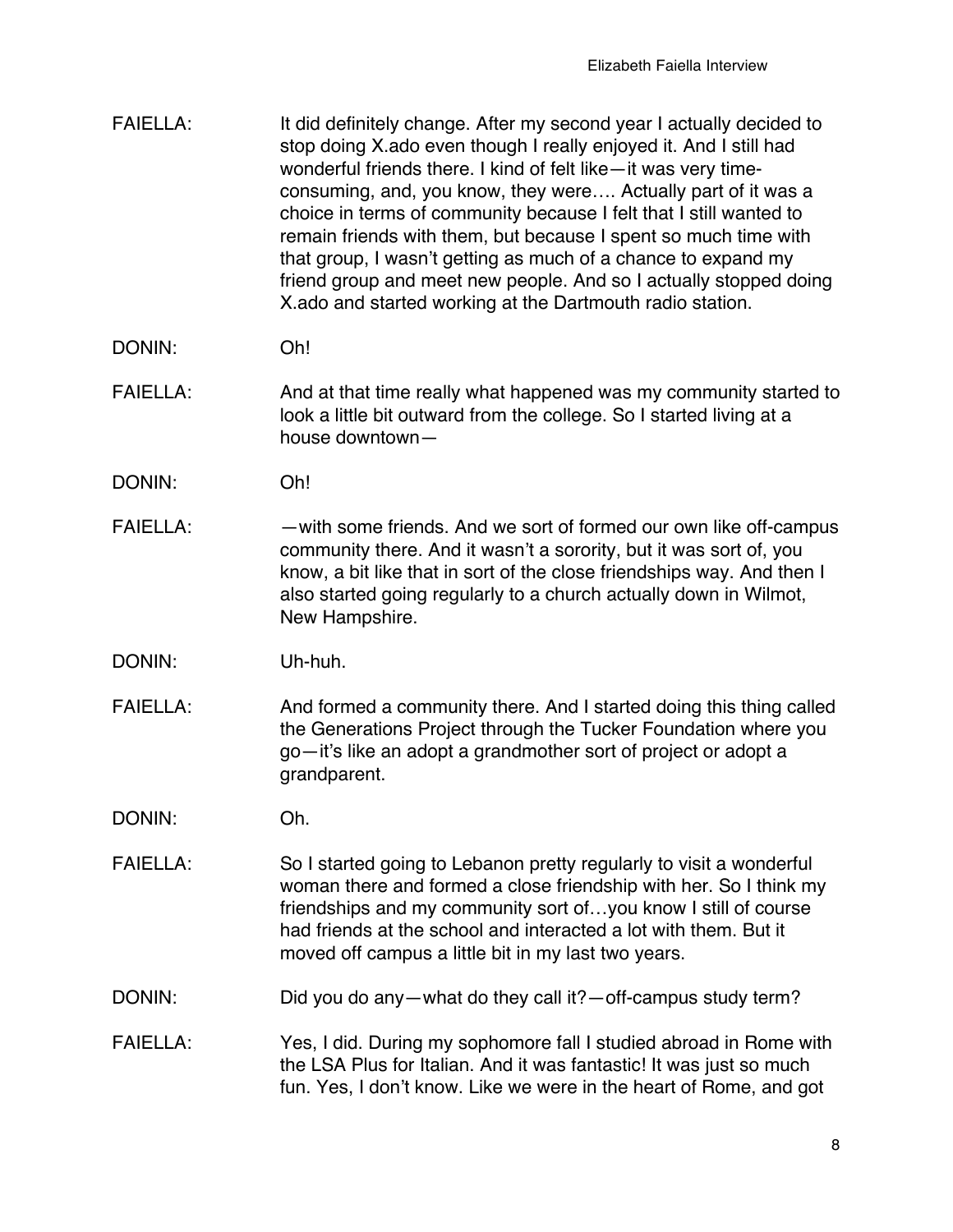FAIELLA: It did definitely change. After my second year I actually decided to stop doing X.ado even though I really enjoyed it. And I still had wonderful friends there. I kind of felt like—it was very time-consuming, and, you know, they were…. Actually part of it was a choice in terms of community because I felt that I still wanted to remain friends with them, but because I spent so much time with that group, I wasn't getting as much of a chance to expand my friend group and meet new people. And so I actually stopped doing X.ado and started working at the Dartmouth radio station.

DONIN: Oh!

FAIELLA: And at that time really what happened was my community started to look a little bit outward from the college. So I started living at a house downtown—

DONIN: Oh!

FAIELLA: —with some friends. And we sort of formed our own like off-campus community there. And it wasn't a sorority, but it was sort of, you know, a bit like that in sort of the close friendships way. And then I also started going regularly to a church actually down in Wilmot, New Hampshire.

DONIN: Uh-huh.

FAIELLA: And formed a community there. And I started doing this thing called the Generations Project through the Tucker Foundation where you go—it's like an adopt a grandmother sort of project or adopt a grandparent.

DONIN: Oh.

FAIELLA: So I started going to Lebanon pretty regularly to visit a wonderful woman there and formed a close friendship with her. So I think my friendships and my community sort of…you know I still of course had friends at the school and interacted a lot with them. But it moved off campus a little bit in my last two years.

DONIN: Did you do any—what do they call it?—off-campus study term?

FAIELLA: Yes, I did. During my sophomore fall I studied abroad in Rome with the LSA Plus for Italian. And it was fantastic! It was just so much fun. Yes, I don't know. Like we were in the heart of Rome, and got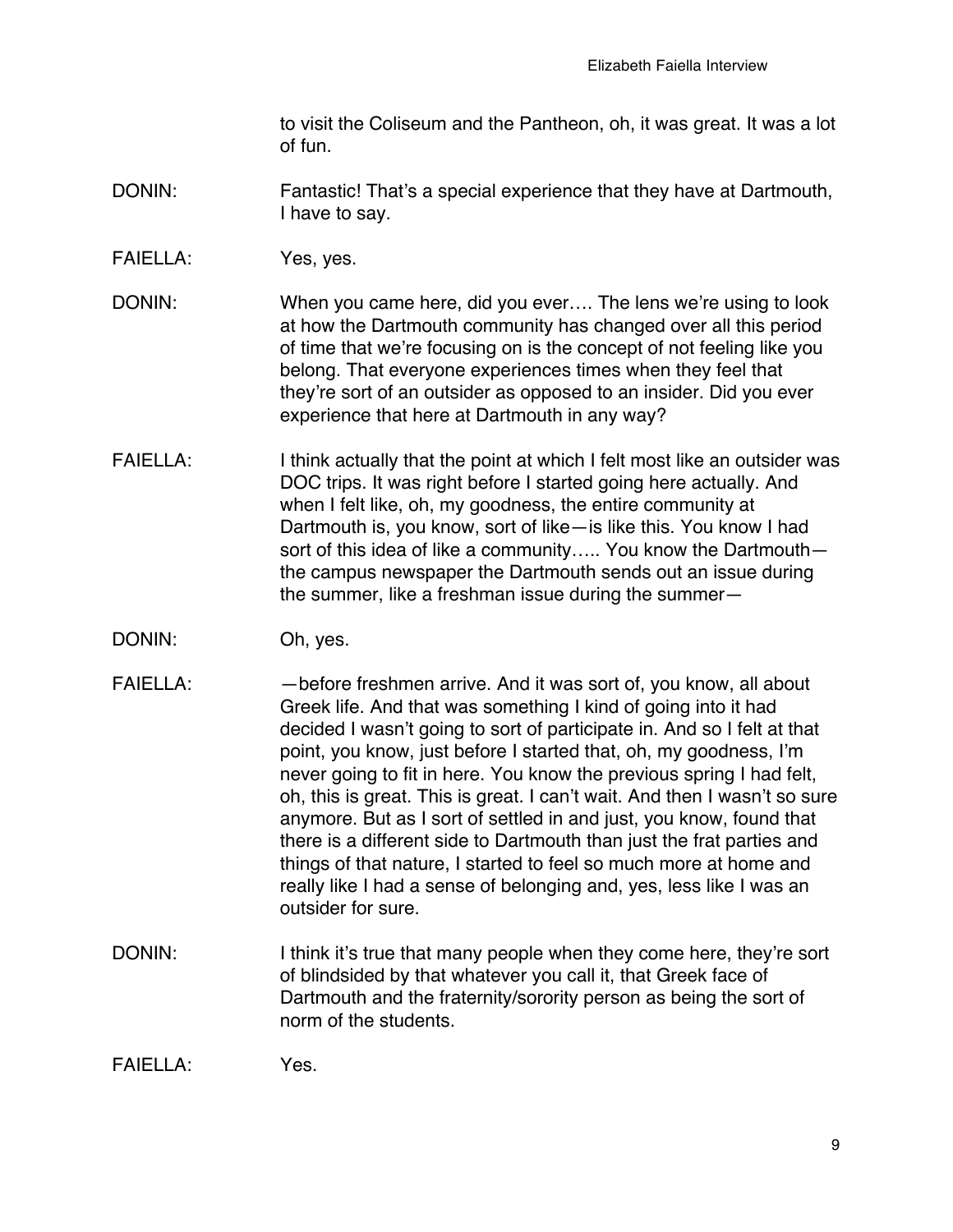to visit the Coliseum and the Pantheon, oh, it was great. It was a lot of fun.

DONIN: Fantastic! That's a special experience that they have at Dartmouth, I have to say.

FAIELLA: Yes, yes.

DONIN: When you came here, did you ever…. The lens we're using to look at how the Dartmouth community has changed over all this period of time that we're focusing on is the concept of not feeling like you belong. That everyone experiences times when they feel that they're sort of an outsider as opposed to an insider. Did you ever experience that here at Dartmouth in any way?

FAIELLA: I think actually that the point at which I felt most like an outsider was DOC trips. It was right before I started going here actually. And when I felt like, oh, my goodness, the entire community at Dartmouth is, you know, sort of like—is like this. You know I had sort of this idea of like a community….. You know the Dartmouth—the campus newspaper the Dartmouth sends out an issue during the summer, like a freshman issue during the summer—

DONIN: Oh, yes.

FAIELLA: —before freshmen arrive. And it was sort of, you know, all about Greek life. And that was something I kind of going into it had decided I wasn't going to sort of participate in. And so I felt at that point, you know, just before I started that, oh, my goodness, I'm never going to fit in here. You know the previous spring I had felt, oh, this is great. This is great. I can't wait. And then I wasn't so sure anymore. But as I sort of settled in and just, you know, found that there is a different side to Dartmouth than just the frat parties and things of that nature, I started to feel so much more at home and really like I had a sense of belonging and, yes, less like I was an outsider for sure.

DONIN: I think it's true that many people when they come here, they're sort of blindsided by that whatever you call it, that Greek face of Dartmouth and the fraternity/sorority person as being the sort of norm of the students.

FAIELLA: Yes.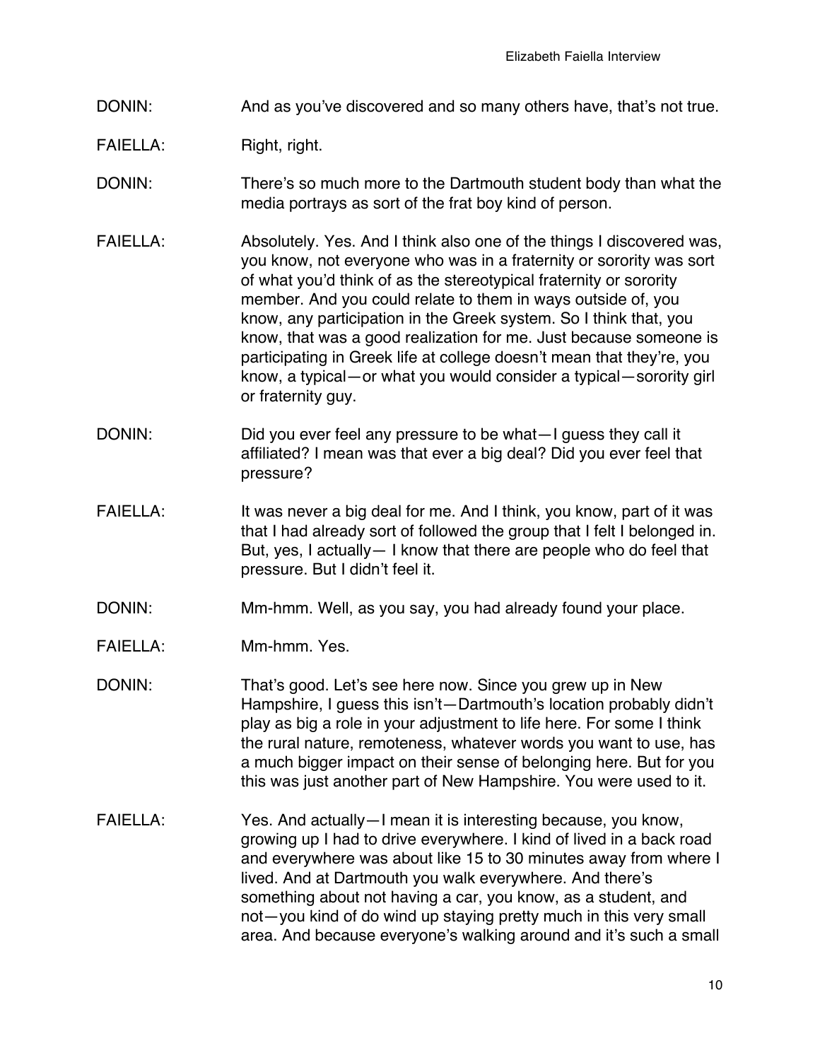DONIN: And as you've discovered and so many others have, that's not true.

FAIELLA: Right, right.

DONIN: There's so much more to the Dartmouth student body than what the media portrays as sort of the frat boy kind of person.

FAIELLA: Absolutely. Yes. And I think also one of the things I discovered was, you know, not everyone who was in a fraternity or sorority was sort of what you'd think of as the stereotypical fraternity or sorority member. And you could relate to them in ways outside of, you know, any participation in the Greek system. So I think that, you know, that was a good realization for me. Just because someone is participating in Greek life at college doesn't mean that they're, you know, a typical—or what you would consider a typical—sorority girl or fraternity guy.

DONIN: Did you ever feel any pressure to be what—I guess they call it affiliated? I mean was that ever a big deal? Did you ever feel that pressure?

FAIELLA: It was never a big deal for me. And I think, you know, part of it was that I had already sort of followed the group that I felt I belonged in. But, yes, I actually— I know that there are people who do feel that pressure. But I didn't feel it.

DONIN: Mm-hmm. Well, as you say, you had already found your place.

FAIELLA: Mm-hmm. Yes.

DONIN: That's good. Let's see here now. Since you grew up in New Hampshire, I guess this isn't—Dartmouth's location probably didn't play as big a role in your adjustment to life here. For some I think the rural nature, remoteness, whatever words you want to use, has a much bigger impact on their sense of belonging here. But for you this was just another part of New Hampshire. You were used to it.

FAIELLA: Yes. And actually—I mean it is interesting because, you know, growing up I had to drive everywhere. I kind of lived in a back road and everywhere was about like 15 to 30 minutes away from where I lived. And at Dartmouth you walk everywhere. And there's something about not having a car, you know, as a student, and not—you kind of do wind up staying pretty much in this very small area. And because everyone's walking around and it's such a small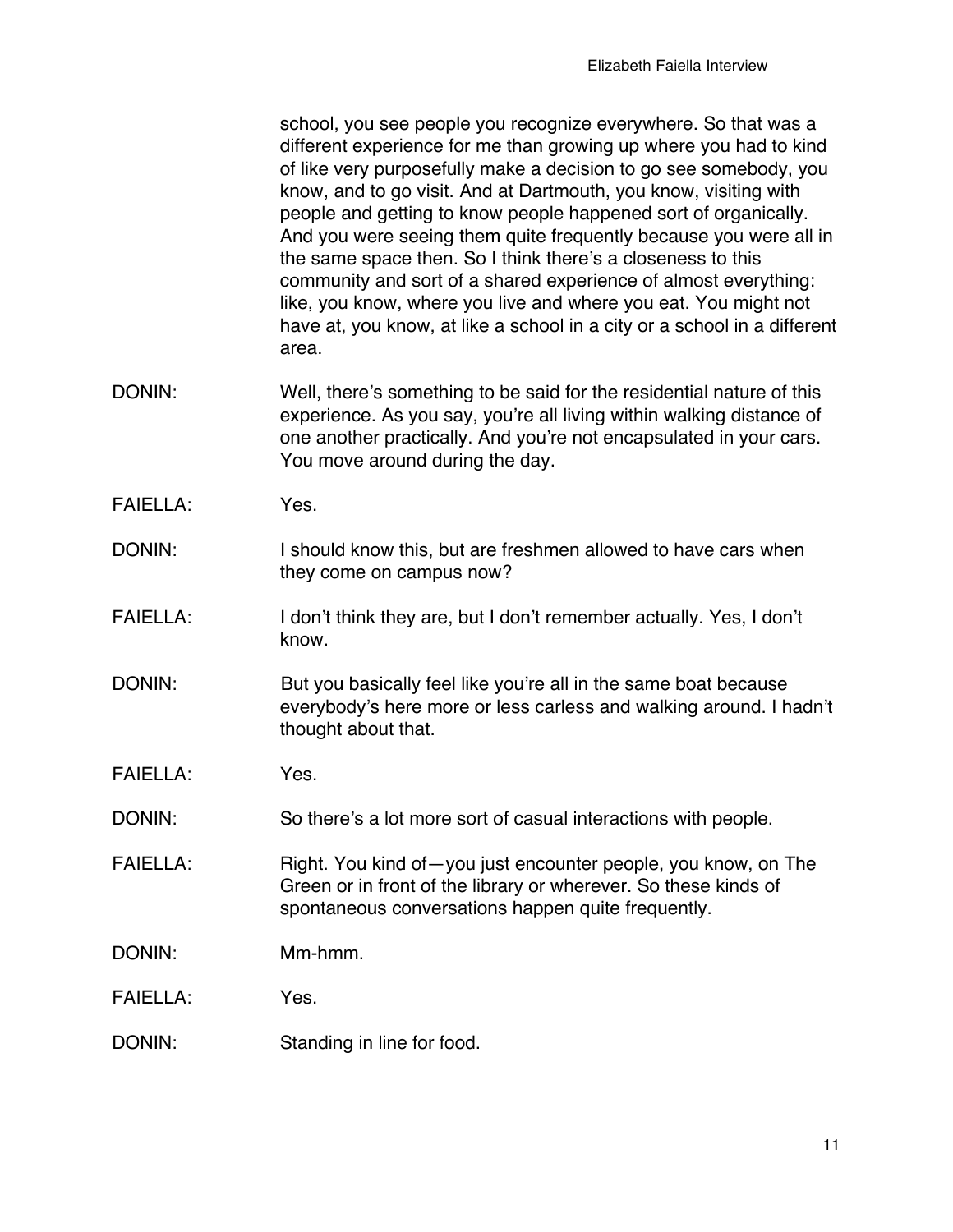school, you see people you recognize everywhere. So that was a different experience for me than growing up where you had to kind of like very purposefully make a decision to go see somebody, you know, and to go visit. And at Dartmouth, you know, visiting with people and getting to know people happened sort of organically. And you were seeing them quite frequently because you were all in the same space then. So I think there's a closeness to this community and sort of a shared experience of almost everything: like, you know, where you live and where you eat. You might not have at, you know, at like a school in a city or a school in a different area.

DONIN: Well, there's something to be said for the residential nature of this experience. As you say, you're all living within walking distance of one another practically. And you're not encapsulated in your cars. You move around during the day.

FAIELLA: Yes.

DONIN: I should know this, but are freshmen allowed to have cars when they come on campus now?

FAIELLA: I don't think they are, but I don't remember actually. Yes, I don't know.

DONIN: But you basically feel like you're all in the same boat because everybody's here more or less carless and walking around. I hadn't thought about that.

FAIELLA: Yes.

DONIN: So there's a lot more sort of casual interactions with people.

FAIELLA: Right. You kind of—you just encounter people, you know, on The Green or in front of the library or wherever. So these kinds of spontaneous conversations happen quite frequently.

DONIN: Mm-hmm.

FAIELLA: Yes.

DONIN: Standing in line for food.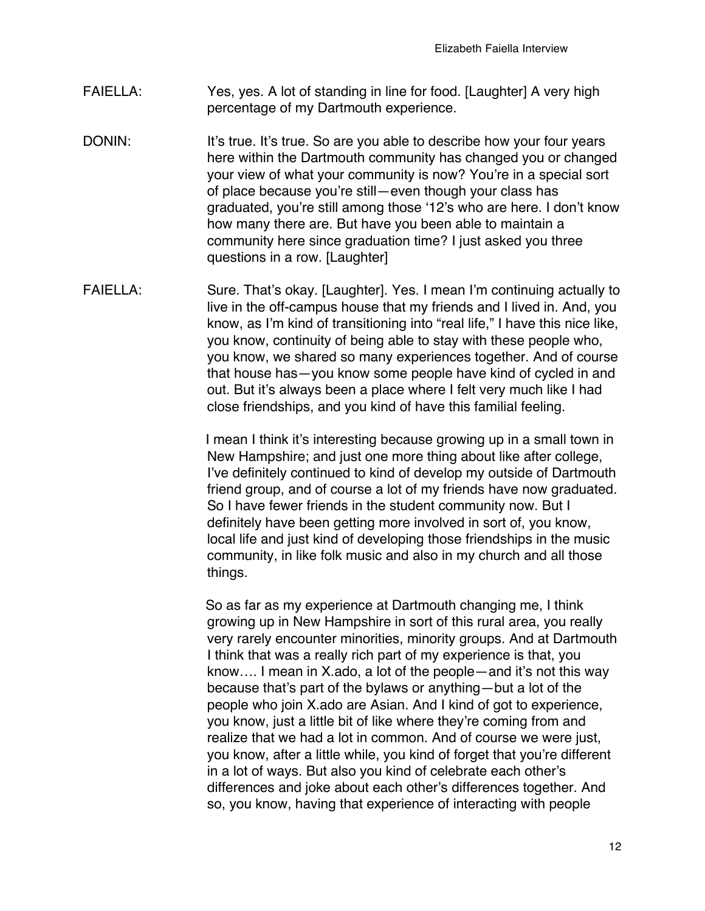FAIELLA: Yes, yes. A lot of standing in line for food. [Laughter] A very high percentage of my Dartmouth experience.

DONIN: It's true. It's true. So are you able to describe how your four years here within the Dartmouth community has changed you or changed your view of what your community is now? You're in a special sort of place because you're still—even though your class has graduated, you're still among those '12's who are here. I don't know how many there are. But have you been able to maintain a community here since graduation time? I just asked you three questions in a row. [Laughter]

FAIELLA: Sure. That's okay. [Laughter]. Yes. I mean I'm continuing actually to live in the off-campus house that my friends and I lived in. And, you know, as I'm kind of transitioning into "real life," I have this nice like, you know, continuity of being able to stay with these people who, you know, we shared so many experiences together. And of course that house has—you know some people have kind of cycled in and out. But it's always been a place where I felt very much like I had close friendships, and you kind of have this familial feeling.

I mean I think it's interesting because growing up in a small town in New Hampshire; and just one more thing about like after college, I've definitely continued to kind of develop my outside of Dartmouth friend group, and of course a lot of my friends have now graduated. So I have fewer friends in the student community now. But I definitely have been getting more involved in sort of, you know, local life and just kind of developing those friendships in the music community, in like folk music and also in my church and all those things.

So as far as my experience at Dartmouth changing me, I think growing up in New Hampshire in sort of this rural area, you really very rarely encounter minorities, minority groups. And at Dartmouth I think that was a really rich part of my experience is that, you know…. I mean in X.ado, a lot of the people—and it's not this way because that's part of the bylaws or anything—but a lot of the people who join X.ado are Asian. And I kind of got to experience, you know, just a little bit of like where they're coming from and realize that we had a lot in common. And of course we were just, you know, after a little while, you kind of forget that you're different in a lot of ways. But also you kind of celebrate each other's differences and joke about each other's differences together. And so, you know, having that experience of interacting with people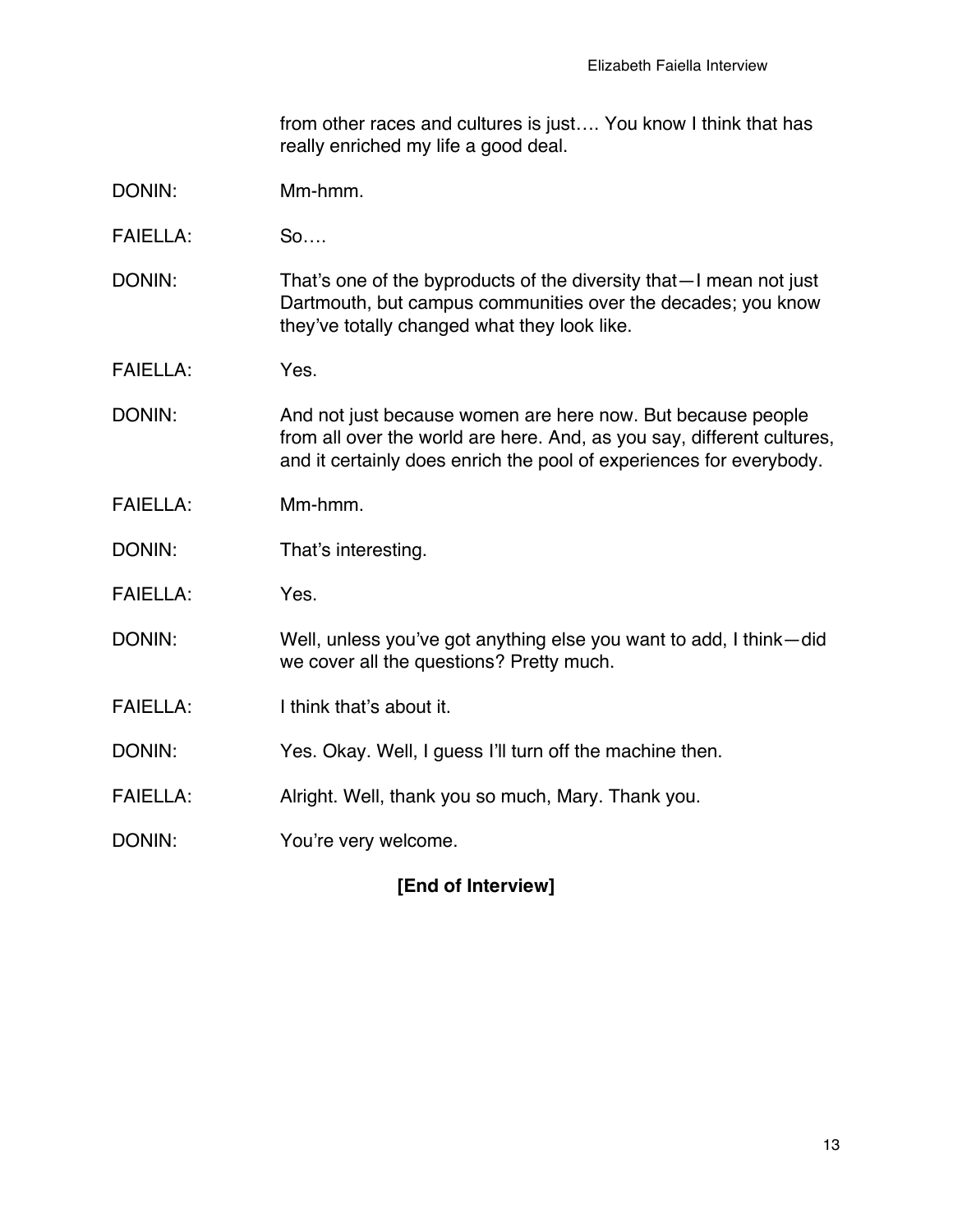from other races and cultures is just…. You know I think that has really enriched my life a good deal.

DONIN: Mm-hmm.

FAIELLA: So….

DONIN: That's one of the byproducts of the diversity that—I mean not just Dartmouth, but campus communities over the decades; you know they've totally changed what they look like.

FAIELLA: Yes.

DONIN: And not just because women are here now. But because people from all over the world are here. And, as you say, different cultures, and it certainly does enrich the pool of experiences for everybody.

FAIELLA: Mm-hmm.

DONIN: That's interesting.

FAIELLA: Yes.

DONIN: Well, unless you've got anything else you want to add, I think—did we cover all the questions? Pretty much.

FAIELLA: I think that's about it.

DONIN: Yes. Okay. Well, I guess I'll turn off the machine then.

FAIELLA: Alright. Well, thank you so much, Mary. Thank you.

DONIN: You're very welcome.

**[End of Interview]**